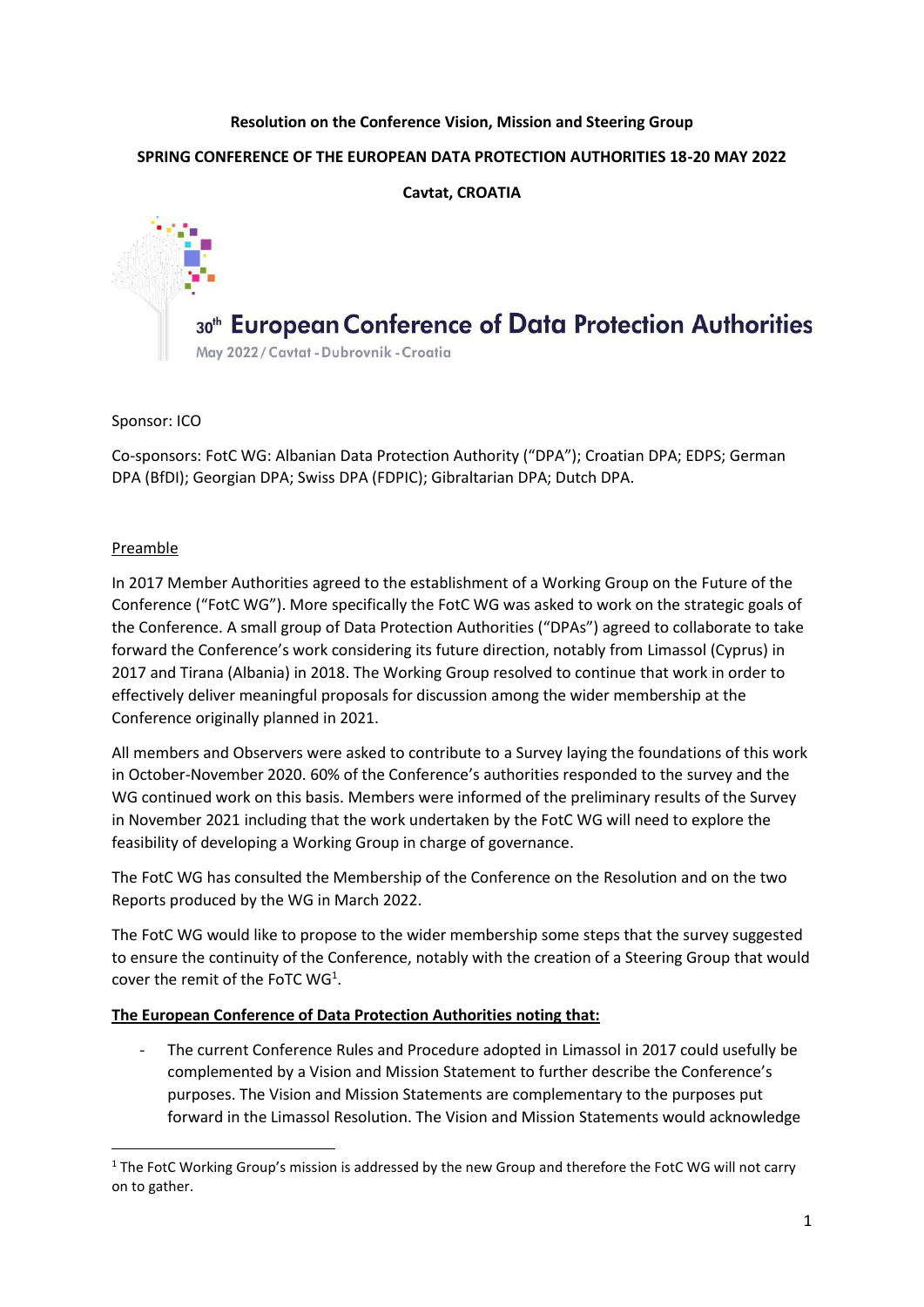**Resolution on the Conference Vision, Mission and Steering Group**

**SPRING CONFERENCE OF THE EUROPEAN DATA PROTECTION AUTHORITIES 18-20 MAY 2022**

**Cavtat, CROATIA**

30th European Conference of Data Protection Authorities

May 2022 / Cavtat - Dubrovnik - Croatia

Sponsor: ICO

Co-sponsors: FotC WG: Albanian Data Protection Authority ("DPA"); Croatian DPA; EDPS; German DPA (BfDI); Georgian DPA; Swiss DPA (FDPIC); Gibraltarian DPA; Dutch DPA.

## Preamble

In 2017 Member Authorities agreed to the establishment of a Working Group on the Future of the Conference ("FotC WG"). More specifically the FotC WG was asked to work on the strategic goals of the Conference. A small group of Data Protection Authorities ("DPAs") agreed to collaborate to take forward the Conference's work considering its future direction, notably from Limassol (Cyprus) in 2017 and Tirana (Albania) in 2018. The Working Group resolved to continue that work in order to effectively deliver meaningful proposals for discussion among the wider membership at the Conference originally planned in 2021.

All members and Observers were asked to contribute to a Survey laying the foundations of this work in October-November 2020. 60% of the Conference's authorities responded to the survey and the WG continued work on this basis. Members were informed of the preliminary results of the Survey in November 2021 including that the work undertaken by the FotC WG will need to explore the feasibility of developing a Working Group in charge of governance.

The FotC WG has consulted the Membership of the Conference on the Resolution and on the two Reports produced by the WG in March 2022.

The FotC WG would like to propose to the wider membership some steps that the survey suggested to ensure the continuity of the Conference, notably with the creation of a Steering Group that would cover the remit of the FoTC WG[1].

**The European Conference of Data Protection Authorities noting that:**

- The current Conference Rules and Procedure adopted in Limassol in 2017 could usefully be complemented by a Vision and Mission Statement to further describe the Conference's purposes. The Vision and Mission Statements are complementary to the purposes put forward in the Limassol Resolution. The Vision and Mission Statements would acknowledge

[1] The FotC Working Group's mission is addressed by the new Group and therefore the FotC WG will not carry on to gather.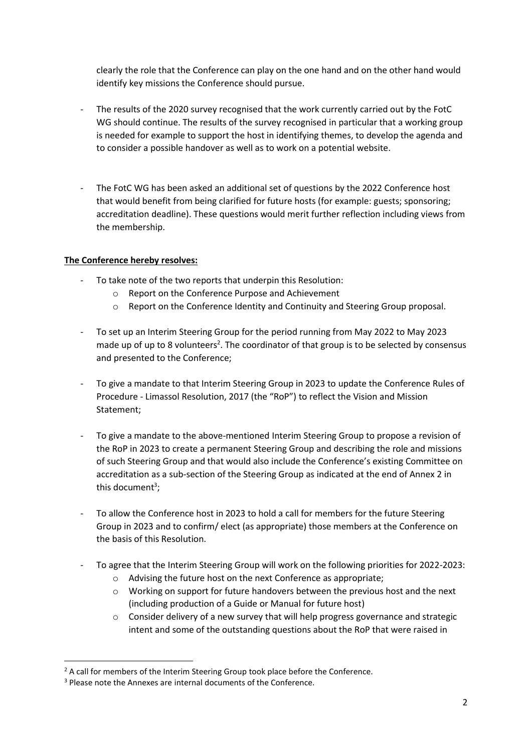clearly the role that the Conference can play on the one hand and on the other hand would identify key missions the Conference should pursue.

- The results of the 2020 survey recognised that the work currently carried out by the FotC WG should continue. The results of the survey recognised in particular that a working group is needed for example to support the host in identifying themes, to develop the agenda and to consider a possible handover as well as to work on a potential website.

- The FotC WG has been asked an additional set of questions by the 2022 Conference host that would benefit from being clarified for future hosts (for example: guests; sponsoring; accreditation deadline). These questions would merit further reflection including views from the membership.

**The Conference hereby resolves:**

- To take note of the two reports that underpin this Resolution:
  - Report on the Conference Purpose and Achievement
  - Report on the Conference Identity and Continuity and Steering Group proposal.

- To set up an Interim Steering Group for the period running from May 2022 to May 2023 made up of up to 8 volunteers[2]. The coordinator of that group is to be selected by consensus and presented to the Conference;

- To give a mandate to that Interim Steering Group in 2023 to update the Conference Rules of Procedure - Limassol Resolution, 2017 (the "RoP") to reflect the Vision and Mission Statement;

- To give a mandate to the above-mentioned Interim Steering Group to propose a revision of the RoP in 2023 to create a permanent Steering Group and describing the role and missions of such Steering Group and that would also include the Conference's existing Committee on accreditation as a sub-section of the Steering Group as indicated at the end of Annex 2 in this document[3];

- To allow the Conference host in 2023 to hold a call for members for the future Steering Group in 2023 and to confirm/ elect (as appropriate) those members at the Conference on the basis of this Resolution.

- To agree that the Interim Steering Group will work on the following priorities for 2022-2023:
  - Advising the future host on the next Conference as appropriate;
  - Working on support for future handovers between the previous host and the next (including production of a Guide or Manual for future host)
  - Consider delivery of a new survey that will help progress governance and strategic intent and some of the outstanding questions about the RoP that were raised in

[2] A call for members of the Interim Steering Group took place before the Conference.

[3] Please note the Annexes are internal documents of the Conference.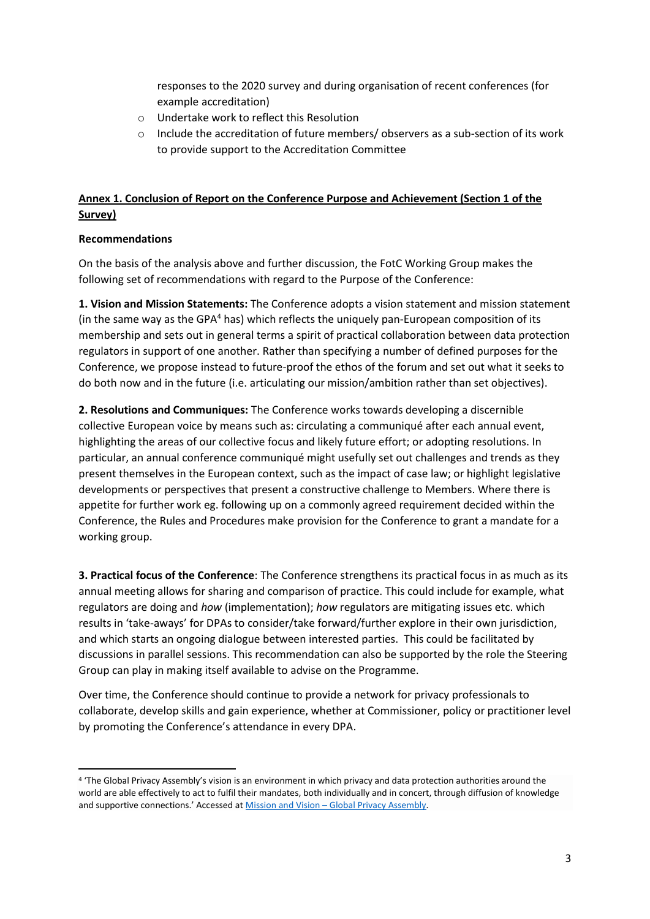responses to the 2020 survey and during organisation of recent conferences (for example accreditation)

- Undertake work to reflect this Resolution
- Include the accreditation of future members/ observers as a sub-section of its work to provide support to the Accreditation Committee

## Annex 1. Conclusion of Report on the Conference Purpose and Achievement (Section 1 of the Survey)

**Recommendations**

On the basis of the analysis above and further discussion, the FotC Working Group makes the following set of recommendations with regard to the Purpose of the Conference:

**1. Vision and Mission Statements:** The Conference adopts a vision statement and mission statement (in the same way as the GPA[4] has) which reflects the uniquely pan-European composition of its membership and sets out in general terms a spirit of practical collaboration between data protection regulators in support of one another. Rather than specifying a number of defined purposes for the Conference, we propose instead to future-proof the ethos of the forum and set out what it seeks to do both now and in the future (i.e. articulating our mission/ambition rather than set objectives).

**2. Resolutions and Communiques:** The Conference works towards developing a discernible collective European voice by means such as: circulating a communiqué after each annual event, highlighting the areas of our collective focus and likely future effort; or adopting resolutions. In particular, an annual conference communiqué might usefully set out challenges and trends as they present themselves in the European context, such as the impact of case law; or highlight legislative developments or perspectives that present a constructive challenge to Members. Where there is appetite for further work eg. following up on a commonly agreed requirement decided within the Conference, the Rules and Procedures make provision for the Conference to grant a mandate for a working group.

**3. Practical focus of the Conference**: The Conference strengthens its practical focus in as much as its annual meeting allows for sharing and comparison of practice. This could include for example, what regulators are doing and *how* (implementation); *how* regulators are mitigating issues etc. which results in 'take-aways' for DPAs to consider/take forward/further explore in their own jurisdiction, and which starts an ongoing dialogue between interested parties. This could be facilitated by discussions in parallel sessions. This recommendation can also be supported by the role the Steering Group can play in making itself available to advise on the Programme.

Over time, the Conference should continue to provide a network for privacy professionals to collaborate, develop skills and gain experience, whether at Commissioner, policy or practitioner level by promoting the Conference's attendance in every DPA.

---

[4] 'The Global Privacy Assembly's vision is an environment in which privacy and data protection authorities around the world are able effectively to act to fulfil their mandates, both individually and in concert, through diffusion of knowledge and supportive connections.' Accessed at Mission and Vision – Global Privacy Assembly.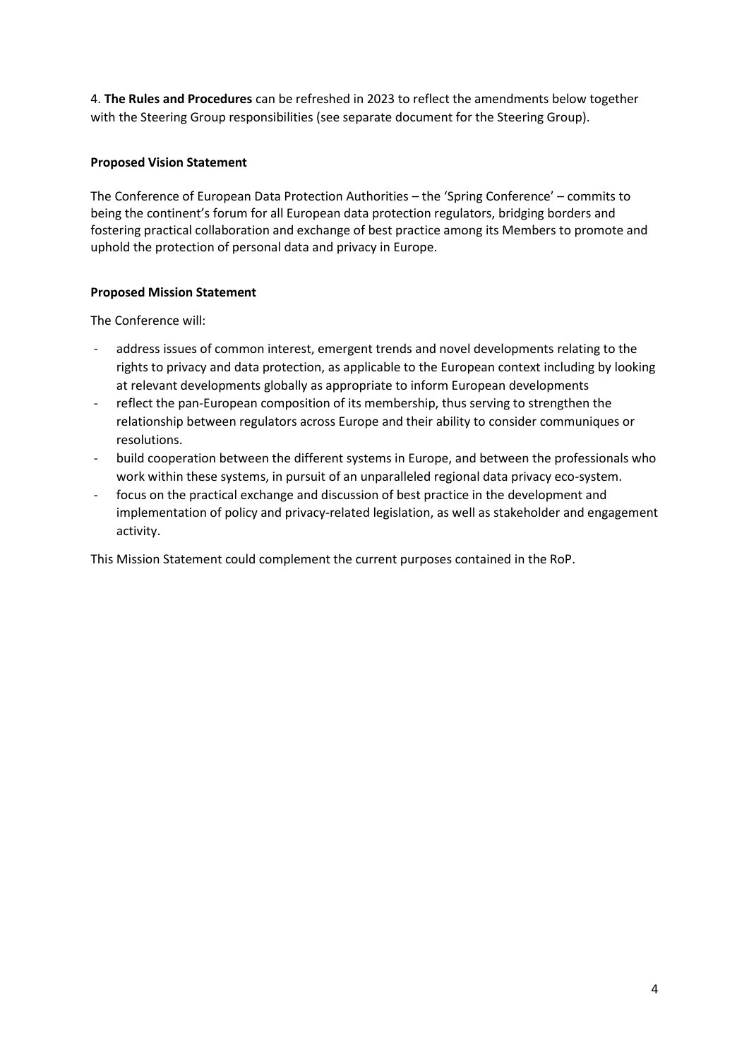4. **The Rules and Procedures** can be refreshed in 2023 to reflect the amendments below together with the Steering Group responsibilities (see separate document for the Steering Group).

**Proposed Vision Statement**

The Conference of European Data Protection Authorities – the 'Spring Conference' – commits to being the continent's forum for all European data protection regulators, bridging borders and fostering practical collaboration and exchange of best practice among its Members to promote and uphold the protection of personal data and privacy in Europe.

**Proposed Mission Statement**

The Conference will:

- address issues of common interest, emergent trends and novel developments relating to the rights to privacy and data protection, as applicable to the European context including by looking at relevant developments globally as appropriate to inform European developments
- reflect the pan-European composition of its membership, thus serving to strengthen the relationship between regulators across Europe and their ability to consider communiques or resolutions.
- build cooperation between the different systems in Europe, and between the professionals who work within these systems, in pursuit of an unparalleled regional data privacy eco-system.
- focus on the practical exchange and discussion of best practice in the development and implementation of policy and privacy-related legislation, as well as stakeholder and engagement activity.

This Mission Statement could complement the current purposes contained in the RoP.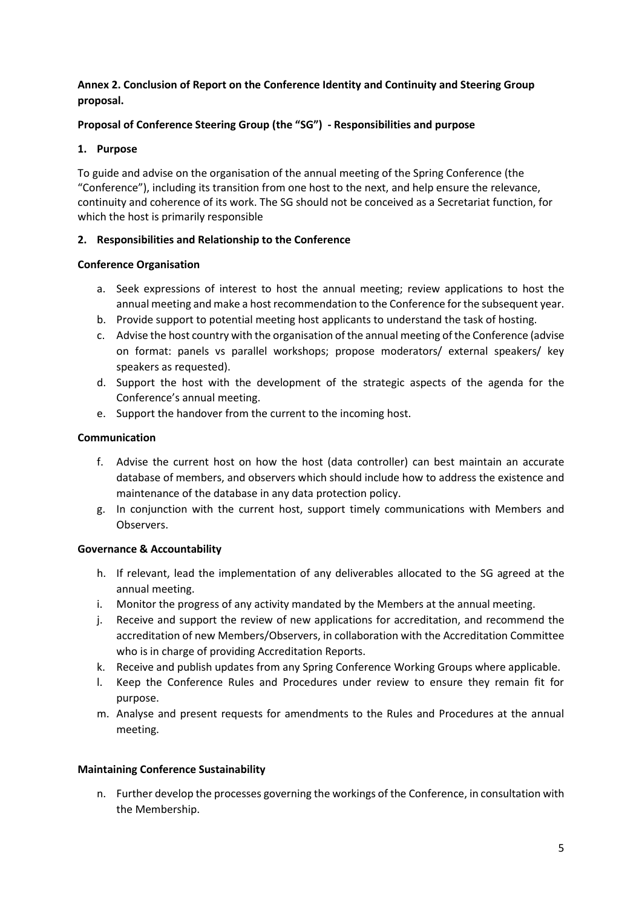**Annex 2. Conclusion of Report on the Conference Identity and Continuity and Steering Group proposal.**

**Proposal of Conference Steering Group (the "SG") - Responsibilities and purpose**

**1. Purpose**

To guide and advise on the organisation of the annual meeting of the Spring Conference (the "Conference"), including its transition from one host to the next, and help ensure the relevance, continuity and coherence of its work. The SG should not be conceived as a Secretariat function, for which the host is primarily responsible

**2. Responsibilities and Relationship to the Conference**

**Conference Organisation**

a. Seek expressions of interest to host the annual meeting; review applications to host the annual meeting and make a host recommendation to the Conference for the subsequent year.
b. Provide support to potential meeting host applicants to understand the task of hosting.
c. Advise the host country with the organisation of the annual meeting of the Conference (advise on format: panels vs parallel workshops; propose moderators/ external speakers/ key speakers as requested).
d. Support the host with the development of the strategic aspects of the agenda for the Conference's annual meeting.
e. Support the handover from the current to the incoming host.

**Communication**

f. Advise the current host on how the host (data controller) can best maintain an accurate database of members, and observers which should include how to address the existence and maintenance of the database in any data protection policy.
g. In conjunction with the current host, support timely communications with Members and Observers.

**Governance & Accountability**

h. If relevant, lead the implementation of any deliverables allocated to the SG agreed at the annual meeting.
i. Monitor the progress of any activity mandated by the Members at the annual meeting.
j. Receive and support the review of new applications for accreditation, and recommend the accreditation of new Members/Observers, in collaboration with the Accreditation Committee who is in charge of providing Accreditation Reports.
k. Receive and publish updates from any Spring Conference Working Groups where applicable.
l. Keep the Conference Rules and Procedures under review to ensure they remain fit for purpose.
m. Analyse and present requests for amendments to the Rules and Procedures at the annual meeting.

**Maintaining Conference Sustainability**

n. Further develop the processes governing the workings of the Conference, in consultation with the Membership.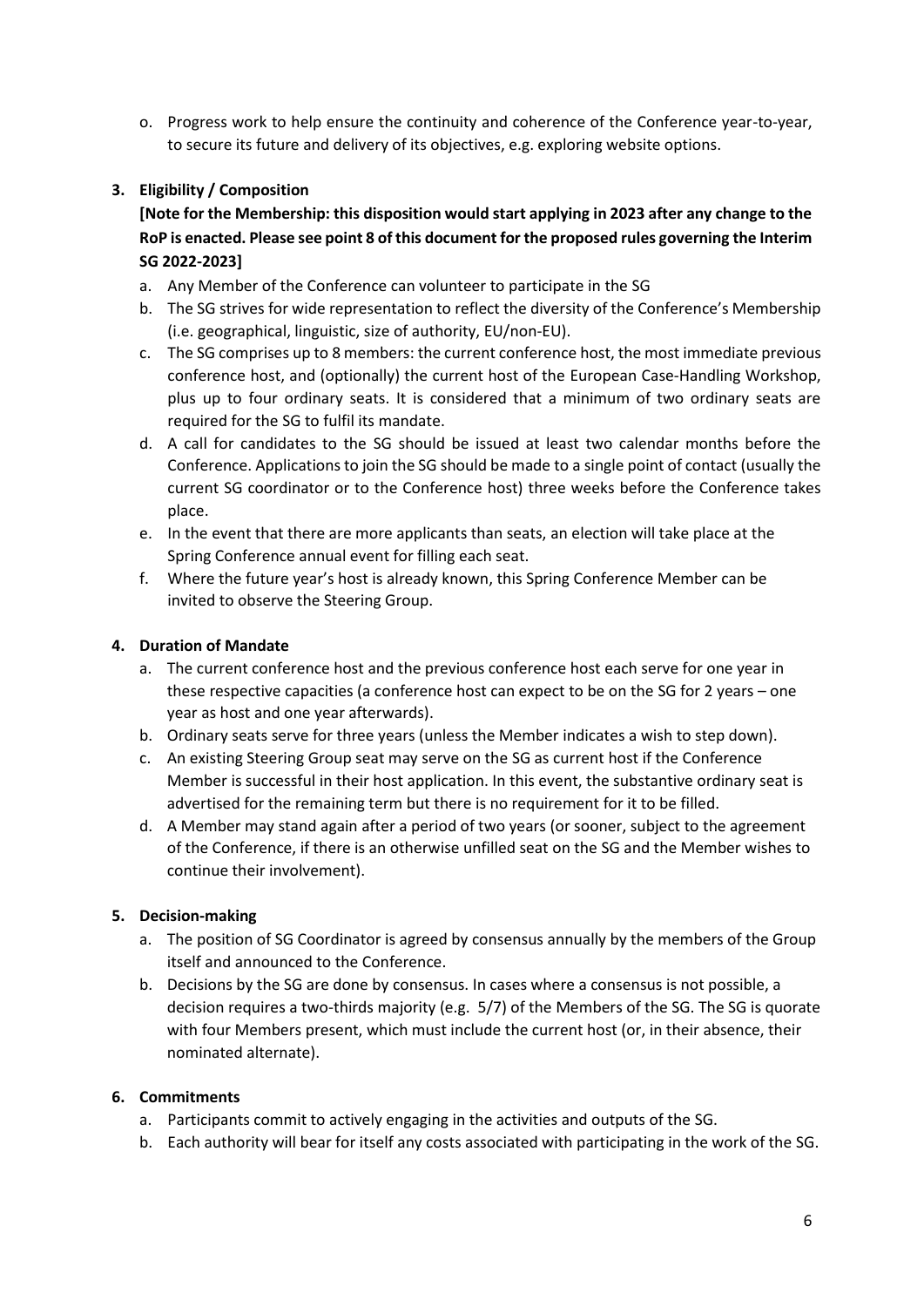o. Progress work to help ensure the continuity and coherence of the Conference year-to-year, to secure its future and delivery of its objectives, e.g. exploring website options.

**3. Eligibility / Composition**

**[Note for the Membership: this disposition would start applying in 2023 after any change to the RoP is enacted. Please see point 8 of this document for the proposed rules governing the Interim SG 2022-2023]**

a. Any Member of the Conference can volunteer to participate in the SG
b. The SG strives for wide representation to reflect the diversity of the Conference's Membership (i.e. geographical, linguistic, size of authority, EU/non-EU).
c. The SG comprises up to 8 members: the current conference host, the most immediate previous conference host, and (optionally) the current host of the European Case-Handling Workshop, plus up to four ordinary seats. It is considered that a minimum of two ordinary seats are required for the SG to fulfil its mandate.
d. A call for candidates to the SG should be issued at least two calendar months before the Conference. Applications to join the SG should be made to a single point of contact (usually the current SG coordinator or to the Conference host) three weeks before the Conference takes place.
e. In the event that there are more applicants than seats, an election will take place at the Spring Conference annual event for filling each seat.
f. Where the future year's host is already known, this Spring Conference Member can be invited to observe the Steering Group.

**4. Duration of Mandate**

a. The current conference host and the previous conference host each serve for one year in these respective capacities (a conference host can expect to be on the SG for 2 years – one year as host and one year afterwards).
b. Ordinary seats serve for three years (unless the Member indicates a wish to step down).
c. An existing Steering Group seat may serve on the SG as current host if the Conference Member is successful in their host application. In this event, the substantive ordinary seat is advertised for the remaining term but there is no requirement for it to be filled.
d. A Member may stand again after a period of two years (or sooner, subject to the agreement of the Conference, if there is an otherwise unfilled seat on the SG and the Member wishes to continue their involvement).

**5. Decision-making**

a. The position of SG Coordinator is agreed by consensus annually by the members of the Group itself and announced to the Conference.
b. Decisions by the SG are done by consensus. In cases where a consensus is not possible, a decision requires a two-thirds majority (e.g. 5/7) of the Members of the SG. The SG is quorate with four Members present, which must include the current host (or, in their absence, their nominated alternate).

**6. Commitments**

a. Participants commit to actively engaging in the activities and outputs of the SG.
b. Each authority will bear for itself any costs associated with participating in the work of the SG.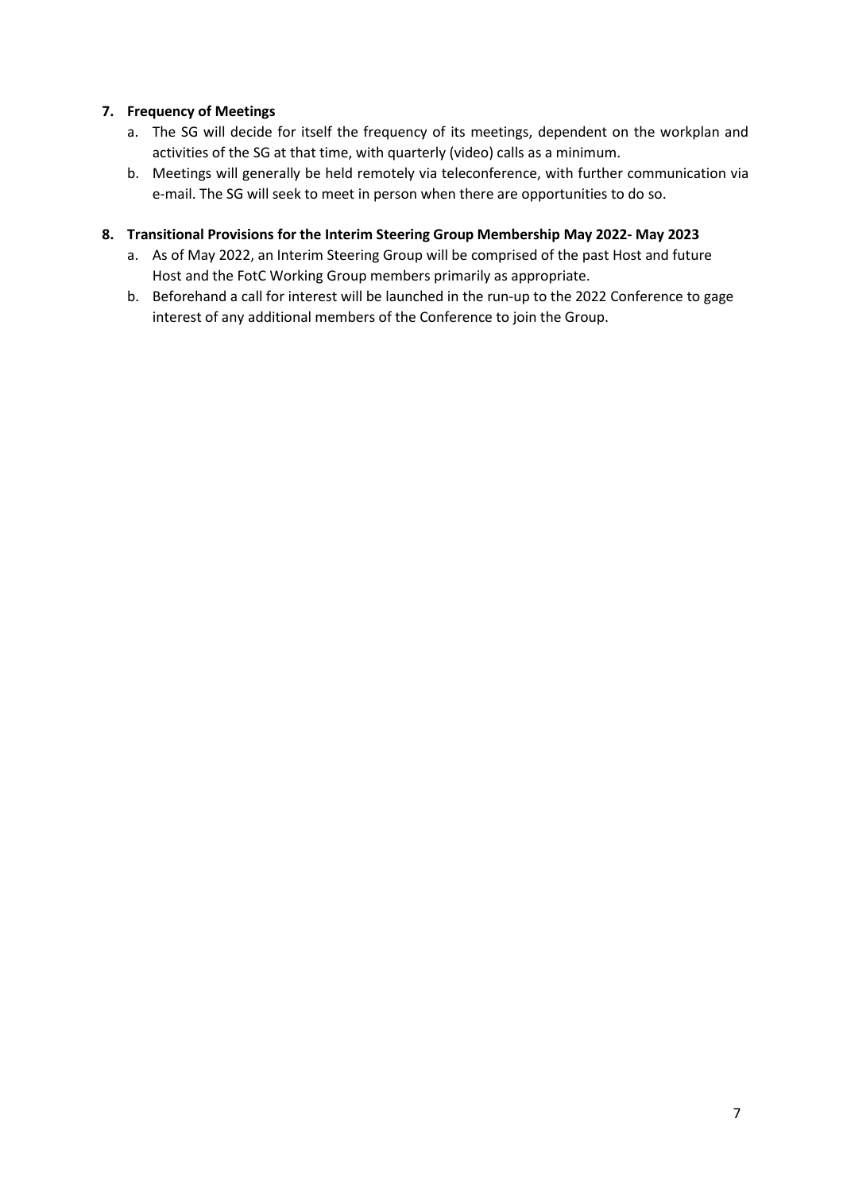**7. Frequency of Meetings**

a. The SG will decide for itself the frequency of its meetings, dependent on the workplan and activities of the SG at that time, with quarterly (video) calls as a minimum.

b. Meetings will generally be held remotely via teleconference, with further communication via e-mail. The SG will seek to meet in person when there are opportunities to do so.

**8. Transitional Provisions for the Interim Steering Group Membership May 2022- May 2023**

a. As of May 2022, an Interim Steering Group will be comprised of the past Host and future Host and the FotC Working Group members primarily as appropriate.

b. Beforehand a call for interest will be launched in the run-up to the 2022 Conference to gage interest of any additional members of the Conference to join the Group.